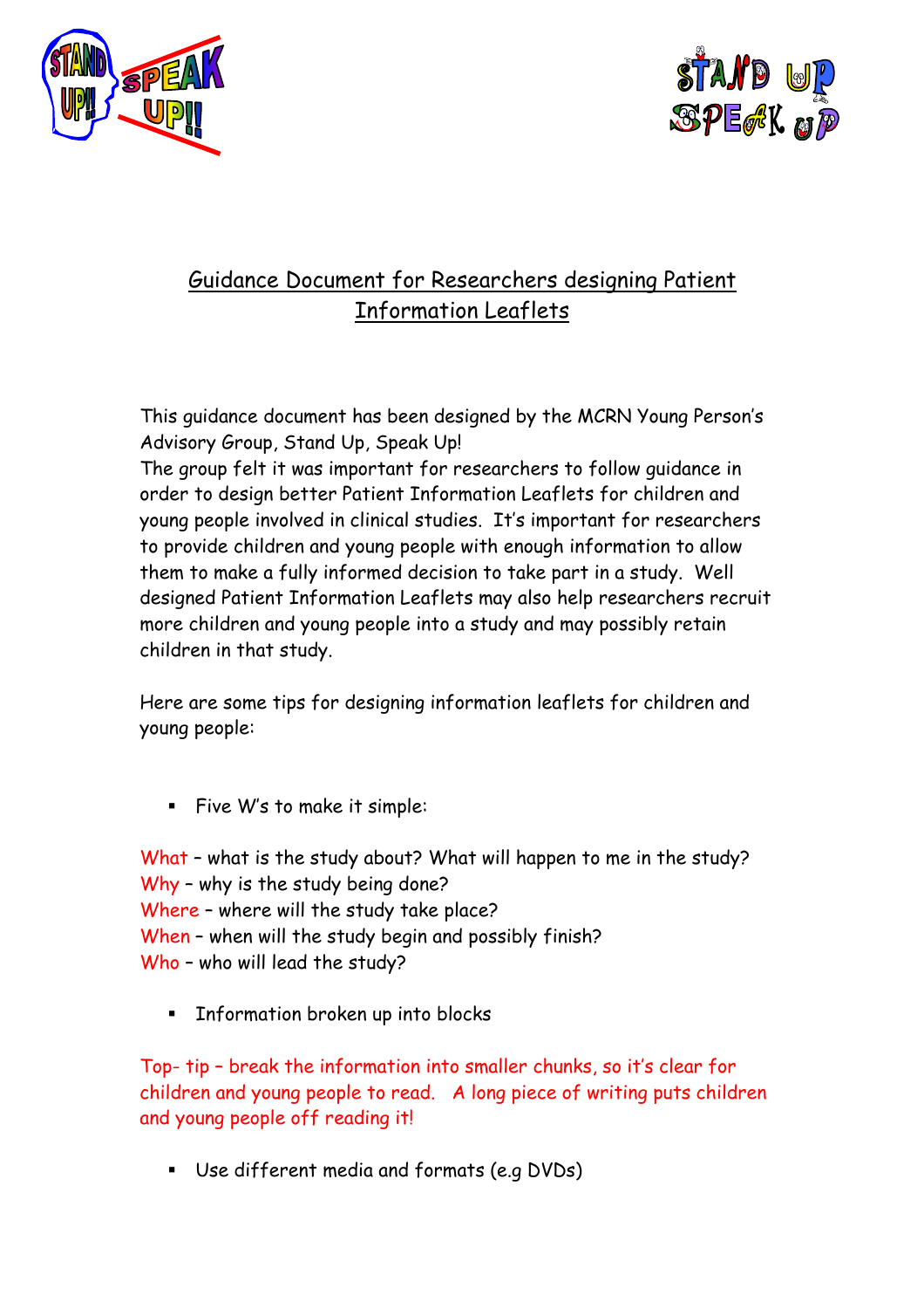# Guidance Document for Researchers designing Patient Information Leaflets

This guidance document has been designed by the MCRN Young Person's Advisory Group, Stand Up, Speak Up!

The group felt it was important for researchers to follow guidance in order to design better Patient Information Leaflets for children and young people involved in clinical studies. It's important for researchers to provide children and young people with enough information to allow them to make a fully informed decision to take part in a study. Well designed Patient Information Leaflets may also help researchers recruit more children and young people into a study and may possibly retain children in that study.

Here are some tips for designing information leaflets for children and young people:

- Five W's to make it simple:

What – what is the study about? What will happen to me in the study?
Why – why is the study being done?
Where – where will the study take place?
When – when will the study begin and possibly finish?
Who – who will lead the study?

- Information broken up into blocks

Top- tip – break the information into smaller chunks, so it's clear for children and young people to read. A long piece of writing puts children and young people off reading it!

- Use different media and formats (e.g DVDs)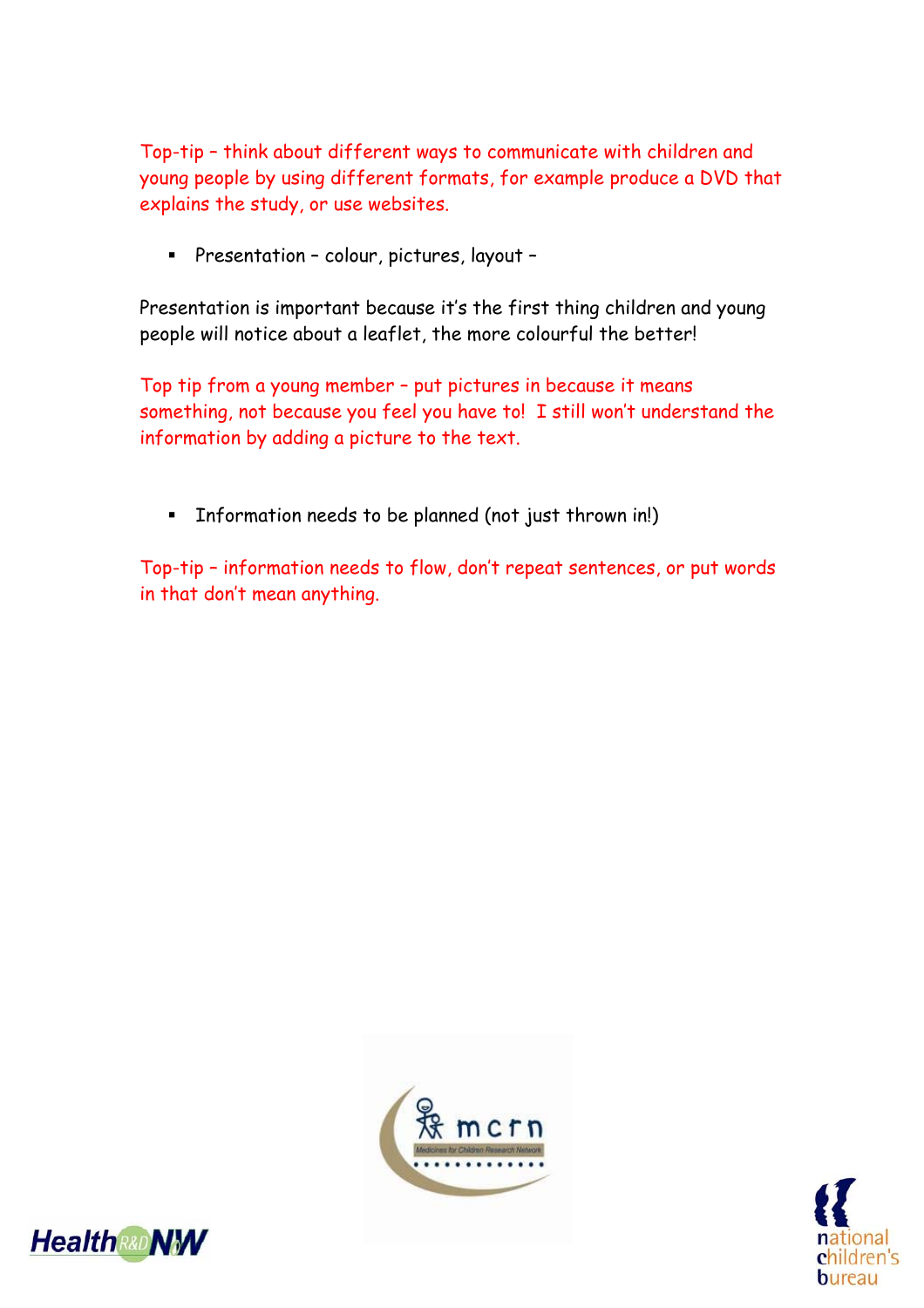Top-tip – think about different ways to communicate with children and young people by using different formats, for example produce a DVD that explains the study, or use websites.

- Presentation – colour, pictures, layout –

Presentation is important because it's the first thing children and young people will notice about a leaflet, the more colourful the better!

Top tip from a young member – put pictures in because it means something, not because you feel you have to! I still won't understand the information by adding a picture to the text.

- Information needs to be planned (not just thrown in!)

Top-tip – information needs to flow, don't repeat sentences, or put words in that don't mean anything.